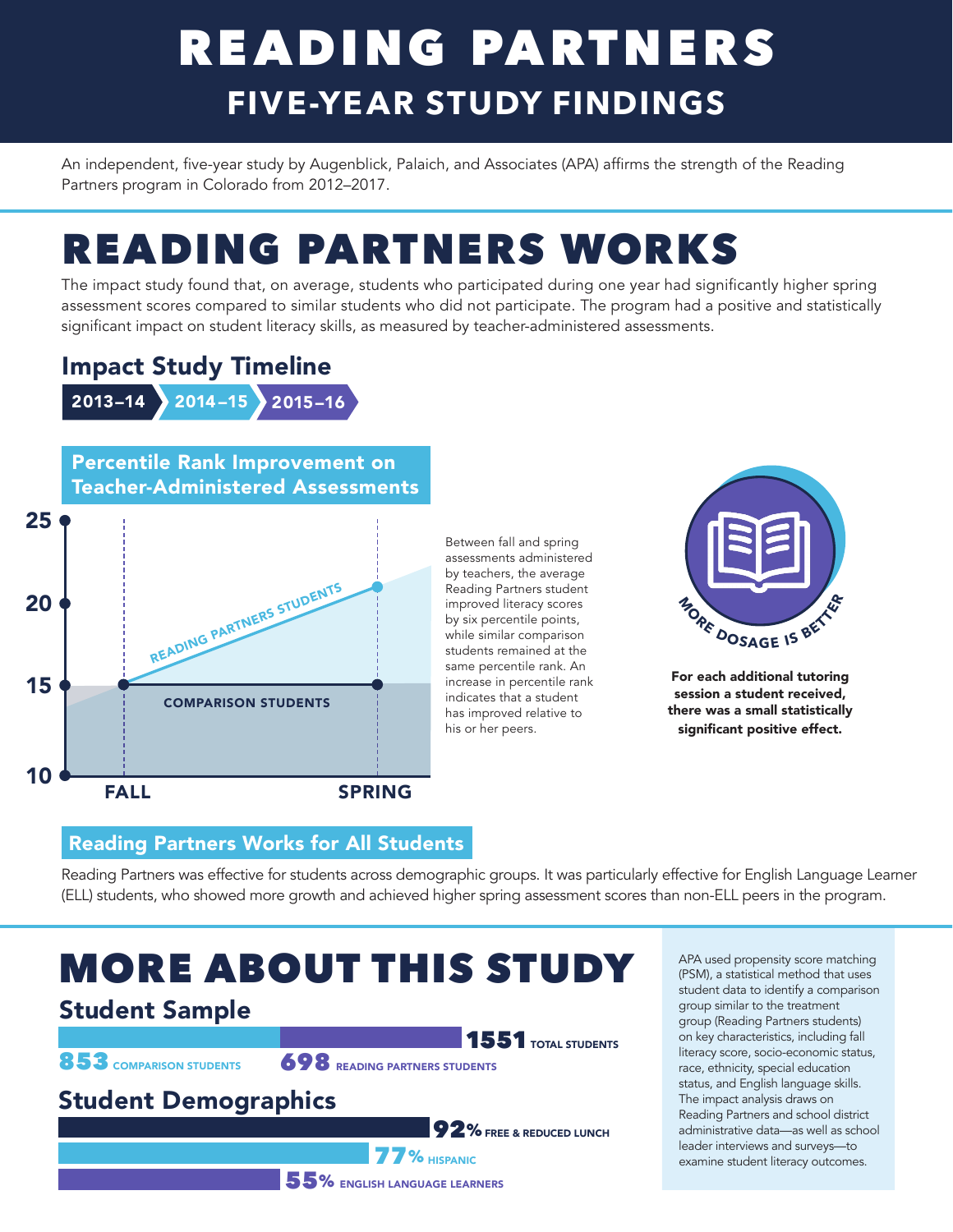# READING PARTNERS

## FIVE-YEAR STUDY FINDINGS

An independent, five-year study by Augenblick, Palaich, and Associates (APA) affirms the strength of the Reading Partners program in Colorado from 2012–2017.

# READING PARTNERS WORKS

The impact study found that, on average, students who participated during one year had significantly higher spring assessment scores compared to similar students who did not participate. The program had a positive and statistically significant impact on student literacy skills, as measured by teacher-administered assessments.

### Impact Study Timeline

2013–14 → 2014–15 → 2015–16

### Percentile Rank Improvement on Teacher-Administered Assessments

| | FALL | SPRING |
|---|---|---|
| READING PARTNERS STUDENTS | 15 | 21 |
| COMPARISON STUDENTS | 15 | 15 |

Between fall and spring assessments administered by teachers, the average Reading Partners student improved literacy scores by six percentile points, while similar comparison students remained at the same percentile rank. An increase in percentile rank indicates that a student has improved relative to his or her peers.

**MORE DOSAGE IS BETTER**

**For each additional tutoring session a student received, there was a small statistically significant positive effect.**

### Reading Partners Works for All Students

Reading Partners was effective for students across demographic groups. It was particularly effective for English Language Learner (ELL) students, who showed more growth and achieved higher spring assessment scores than non-ELL peers in the program.

# MORE ABOUT THIS STUDY

### Student Sample

**1551** TOTAL STUDENTS

**853** COMPARISON STUDENTS

**698** READING PARTNERS STUDENTS

### Student Demographics

**92%** FREE & REDUCED LUNCH

**77%** HISPANIC

**55%** ENGLISH LANGUAGE LEARNERS

APA used propensity score matching (PSM), a statistical method that uses student data to identify a comparison group similar to the treatment group (Reading Partners students) on key characteristics, including fall literacy score, socio-economic status, race, ethnicity, special education status, and English language skills. The impact analysis draws on Reading Partners and school district administrative data—as well as school leader interviews and surveys—to examine student literacy outcomes.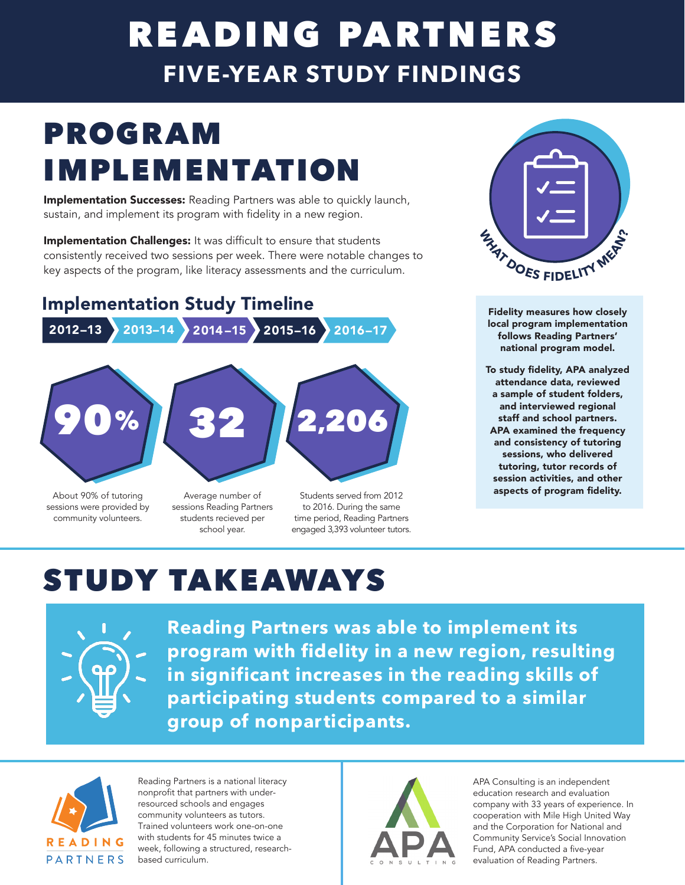# READING PARTNERS

## FIVE-YEAR STUDY FINDINGS

## PROGRAM IMPLEMENTATION

**Implementation Successes:** Reading Partners was able to quickly launch, sustain, and implement its program with fidelity in a new region.

**Implementation Challenges:** It was difficult to ensure that students consistently received two sessions per week. There were notable changes to key aspects of the program, like literacy assessments and the curriculum.

### Implementation Study Timeline

2012–13 | 2013–14 | 2014–15 | 2015–16 | 2016–17

**90%**

About 90% of tutoring sessions were provided by community volunteers.

**32**

Average number of sessions Reading Partners students recieved per school year.

**2,206**

Students served from 2012 to 2016. During the same time period, Reading Partners engaged 3,393 volunteer tutors.

### WHAT DOES FIDELITY MEAN?

**Fidelity measures how closely local program implementation follows Reading Partners' national program model.**

**To study fidelity, APA analyzed attendance data, reviewed a sample of student folders, and interviewed regional staff and school partners. APA examined the frequency and consistency of tutoring sessions, who delivered tutoring, tutor records of session activities, and other aspects of program fidelity.**

## STUDY TAKEAWAYS

**Reading Partners was able to implement its program with fidelity in a new region, resulting in significant increases in the reading skills of participating students compared to a similar group of nonparticipants.**

READING PARTNERS

Reading Partners is a national literacy nonprofit that partners with under-resourced schools and engages community volunteers as tutors. Trained volunteers work one-on-one with students for 45 minutes twice a week, following a structured, research-based curriculum.

APA CONSULTING

APA Consulting is an independent education research and evaluation company with 33 years of experience. In cooperation with Mile High United Way and the Corporation for National and Community Service's Social Innovation Fund, APA conducted a five-year evaluation of Reading Partners.